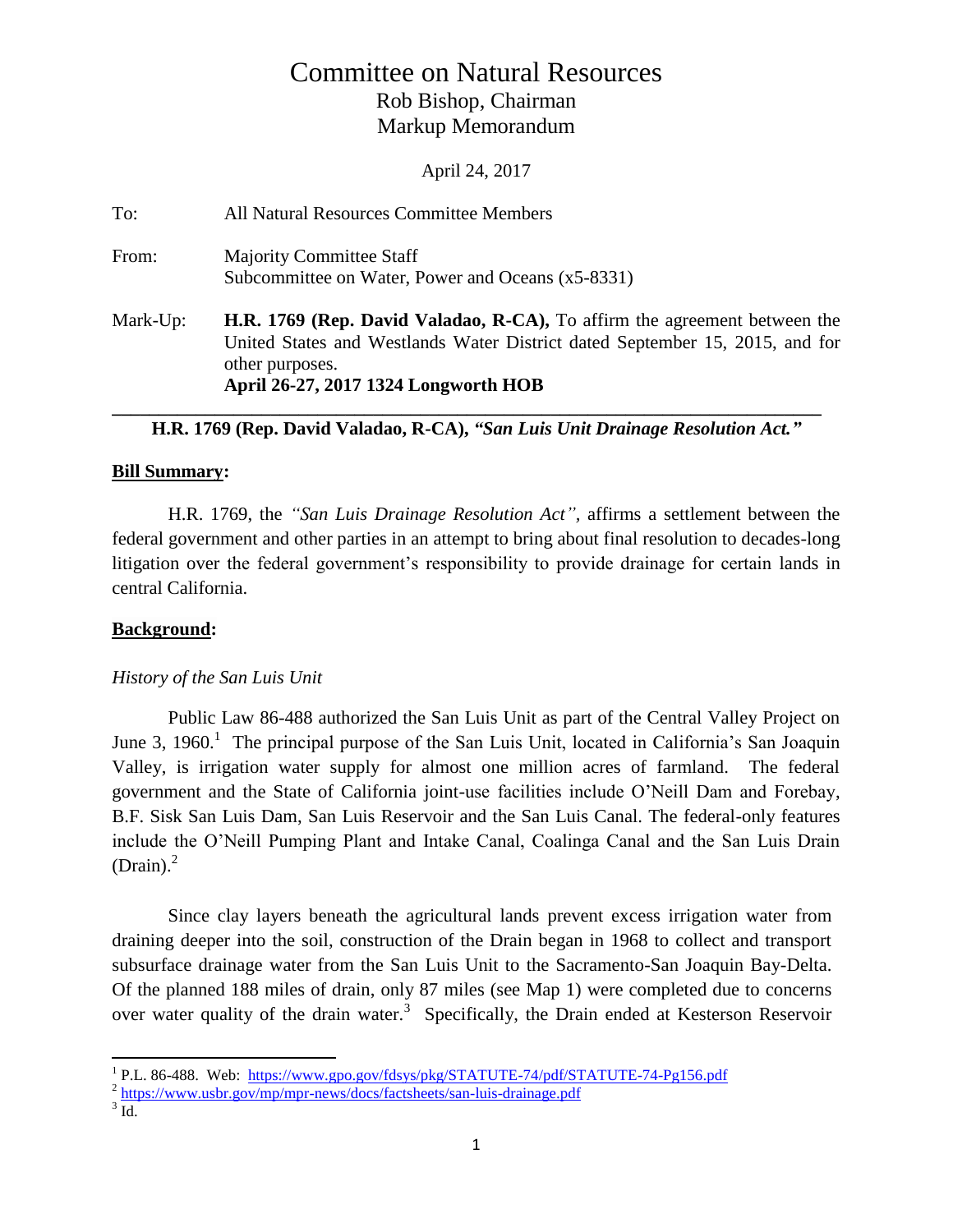# Committee on Natural Resources

## Rob Bishop, Chairman

## Markup Memorandum

April 24, 2017

To: All Natural Resources Committee Members

From: Majority Committee Staff
Subcommittee on Water, Power and Oceans (x5-8331)

Mark-Up: **H.R. 1769 (Rep. David Valadao, R-CA),** To affirm the agreement between the United States and Westlands Water District dated September 15, 2015, and for other purposes.
**April 26-27, 2017 1324 Longworth HOB**

---

**H.R. 1769 (Rep. David Valadao, R-CA),** ***"San Luis Unit Drainage Resolution Act."***

**Bill Summary:**

H.R. 1769, the *"San Luis Drainage Resolution Act",* affirms a settlement between the federal government and other parties in an attempt to bring about final resolution to decades-long litigation over the federal government's responsibility to provide drainage for certain lands in central California.

**Background:**

*History of the San Luis Unit*

Public Law 86-488 authorized the San Luis Unit as part of the Central Valley Project on June 3, 1960.[1] The principal purpose of the San Luis Unit, located in California's San Joaquin Valley, is irrigation water supply for almost one million acres of farmland. The federal government and the State of California joint-use facilities include O'Neill Dam and Forebay, B.F. Sisk San Luis Dam, San Luis Reservoir and the San Luis Canal. The federal-only features include the O'Neill Pumping Plant and Intake Canal, Coalinga Canal and the San Luis Drain (Drain).[2]

Since clay layers beneath the agricultural lands prevent excess irrigation water from draining deeper into the soil, construction of the Drain began in 1968 to collect and transport subsurface drainage water from the San Luis Unit to the Sacramento-San Joaquin Bay-Delta. Of the planned 188 miles of drain, only 87 miles (see Map 1) were completed due to concerns over water quality of the drain water.[3] Specifically, the Drain ended at Kesterson Reservoir

---

[1] P.L. 86-488. Web: https://www.gpo.gov/fdsys/pkg/STATUTE-74/pdf/STATUTE-74-Pg156.pdf

[2] https://www.usbr.gov/mp/mpr-news/docs/factsheets/san-luis-drainage.pdf

[3] Id.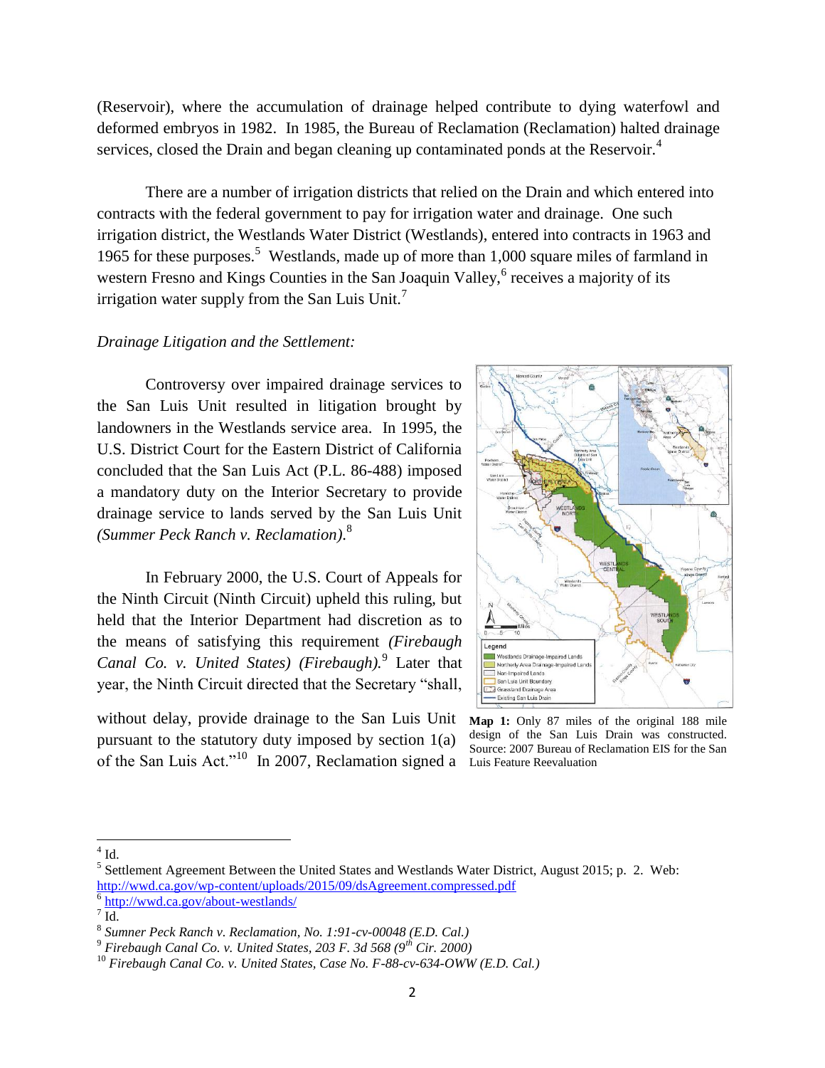(Reservoir), where the accumulation of drainage helped contribute to dying waterfowl and deformed embryos in 1982. In 1985, the Bureau of Reclamation (Reclamation) halted drainage services, closed the Drain and began cleaning up contaminated ponds at the Reservoir.[4]

There are a number of irrigation districts that relied on the Drain and which entered into contracts with the federal government to pay for irrigation water and drainage. One such irrigation district, the Westlands Water District (Westlands), entered into contracts in 1963 and 1965 for these purposes.[5] Westlands, made up of more than 1,000 square miles of farmland in western Fresno and Kings Counties in the San Joaquin Valley,[6] receives a majority of its irrigation water supply from the San Luis Unit.[7]

*Drainage Litigation and the Settlement:*

Controversy over impaired drainage services to the San Luis Unit resulted in litigation brought by landowners in the Westlands service area. In 1995, the U.S. District Court for the Eastern District of California concluded that the San Luis Act (P.L. 86-488) imposed a mandatory duty on the Interior Secretary to provide drainage service to lands served by the San Luis Unit *(Summer Peck Ranch v. Reclamation).*[8]

In February 2000, the U.S. Court of Appeals for the Ninth Circuit (Ninth Circuit) upheld this ruling, but held that the Interior Department had discretion as to the means of satisfying this requirement *(Firebaugh Canal Co. v. United States) (Firebaugh).*[9] Later that year, the Ninth Circuit directed that the Secretary "shall, without delay, provide drainage to the San Luis Unit pursuant to the statutory duty imposed by section 1(a) of the San Luis Act."[10] In 2007, Reclamation signed a

**Map 1:** Only 87 miles of the original 188 mile design of the San Luis Drain was constructed. Source: 2007 Bureau of Reclamation EIS for the San Luis Feature Reevaluation

---

[4] Id.

[5] Settlement Agreement Between the United States and Westlands Water District, August 2015; p. 2. Web: http://wwd.ca.gov/wp-content/uploads/2015/09/dsAgreement.compressed.pdf

[6] http://wwd.ca.gov/about-westlands/

[7] Id.

[8] *Sumner Peck Ranch v. Reclamation, No. 1:91-cv-00048 (E.D. Cal.)*

[9] *Firebaugh Canal Co. v. United States, 203 F. 3d 568 (9th Cir. 2000)*

[10] *Firebaugh Canal Co. v. United States, Case No. F-88-cv-634-OWW (E.D. Cal.)*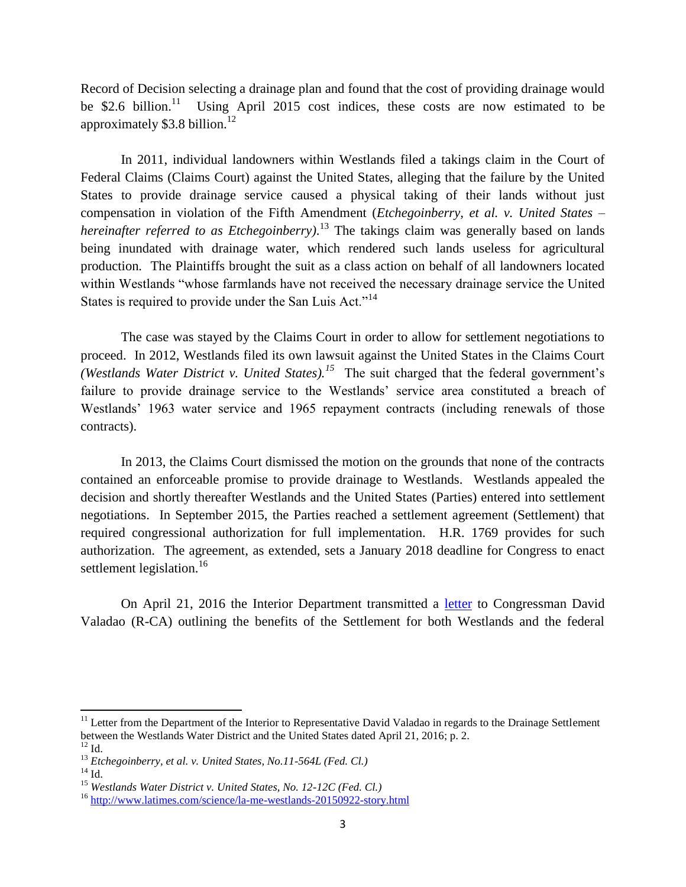Record of Decision selecting a drainage plan and found that the cost of providing drainage would be \$2.6 billion.[11] Using April 2015 cost indices, these costs are now estimated to be approximately \$3.8 billion.[12]

In 2011, individual landowners within Westlands filed a takings claim in the Court of Federal Claims (Claims Court) against the United States, alleging that the failure by the United States to provide drainage service caused a physical taking of their lands without just compensation in violation of the Fifth Amendment (*Etchegoinberry, et al. v. United States – hereinafter referred to as Etchegoinberry)*.[13] The takings claim was generally based on lands being inundated with drainage water, which rendered such lands useless for agricultural production. The Plaintiffs brought the suit as a class action on behalf of all landowners located within Westlands "whose farmlands have not received the necessary drainage service the United States is required to provide under the San Luis Act."[14]

The case was stayed by the Claims Court in order to allow for settlement negotiations to proceed. In 2012, Westlands filed its own lawsuit against the United States in the Claims Court *(Westlands Water District v. United States).[15]* The suit charged that the federal government's failure to provide drainage service to the Westlands' service area constituted a breach of Westlands' 1963 water service and 1965 repayment contracts (including renewals of those contracts).

In 2013, the Claims Court dismissed the motion on the grounds that none of the contracts contained an enforceable promise to provide drainage to Westlands. Westlands appealed the decision and shortly thereafter Westlands and the United States (Parties) entered into settlement negotiations. In September 2015, the Parties reached a settlement agreement (Settlement) that required congressional authorization for full implementation. H.R. 1769 provides for such authorization. The agreement, as extended, sets a January 2018 deadline for Congress to enact settlement legislation.[16]

On April 21, 2016 the Interior Department transmitted a [letter](letter) to Congressman David Valadao (R-CA) outlining the benefits of the Settlement for both Westlands and the federal

---

[11] Letter from the Department of the Interior to Representative David Valadao in regards to the Drainage Settlement between the Westlands Water District and the United States dated April 21, 2016; p. 2.

[12] Id.

[13] *Etchegoinberry, et al. v. United States, No.11-564L (Fed. Cl.)*

[14] Id.

[15] *Westlands Water District v. United States, No. 12-12C (Fed. Cl.)*

[16] http://www.latimes.com/science/la-me-westlands-20150922-story.html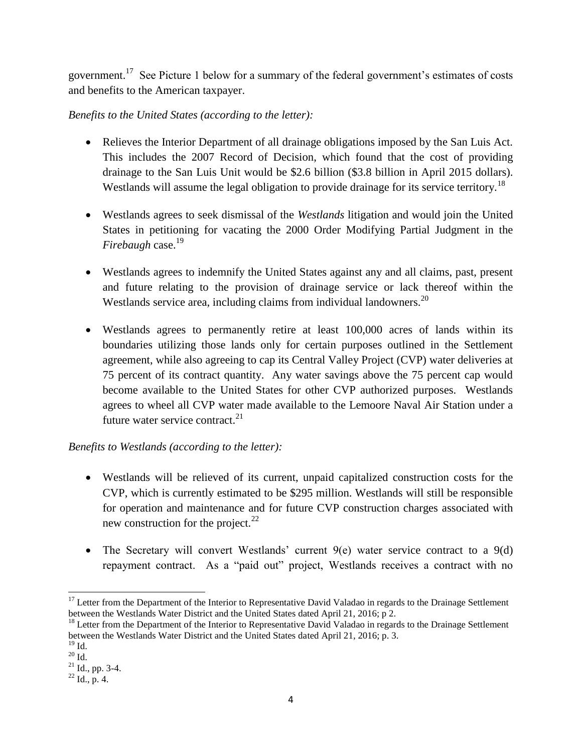government.[17] See Picture 1 below for a summary of the federal government's estimates of costs and benefits to the American taxpayer.

*Benefits to the United States (according to the letter):*

- Relieves the Interior Department of all drainage obligations imposed by the San Luis Act. This includes the 2007 Record of Decision, which found that the cost of providing drainage to the San Luis Unit would be $2.6 billion ($3.8 billion in April 2015 dollars). Westlands will assume the legal obligation to provide drainage for its service territory.[18]

- Westlands agrees to seek dismissal of the *Westlands* litigation and would join the United States in petitioning for vacating the 2000 Order Modifying Partial Judgment in the *Firebaugh* case.[19]

- Westlands agrees to indemnify the United States against any and all claims, past, present and future relating to the provision of drainage service or lack thereof within the Westlands service area, including claims from individual landowners.[20]

- Westlands agrees to permanently retire at least 100,000 acres of lands within its boundaries utilizing those lands only for certain purposes outlined in the Settlement agreement, while also agreeing to cap its Central Valley Project (CVP) water deliveries at 75 percent of its contract quantity. Any water savings above the 75 percent cap would become available to the United States for other CVP authorized purposes. Westlands agrees to wheel all CVP water made available to the Lemoore Naval Air Station under a future water service contract.[21]

*Benefits to Westlands (according to the letter):*

- Westlands will be relieved of its current, unpaid capitalized construction costs for the CVP, which is currently estimated to be $295 million. Westlands will still be responsible for operation and maintenance and for future CVP construction charges associated with new construction for the project.[22]

- The Secretary will convert Westlands' current 9(e) water service contract to a 9(d) repayment contract. As a "paid out" project, Westlands receives a contract with no

---

[17] Letter from the Department of the Interior to Representative David Valadao in regards to the Drainage Settlement between the Westlands Water District and the United States dated April 21, 2016; p 2.

[18] Letter from the Department of the Interior to Representative David Valadao in regards to the Drainage Settlement between the Westlands Water District and the United States dated April 21, 2016; p. 3.

[19] Id.

[20] Id.

[21] Id., pp. 3-4.

[22] Id., p. 4.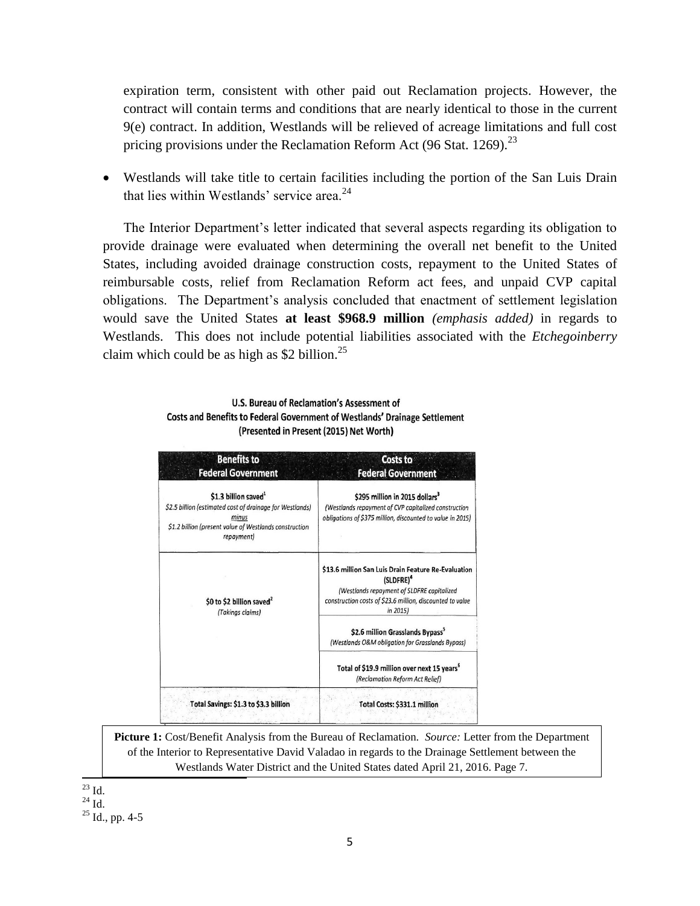expiration term, consistent with other paid out Reclamation projects. However, the contract will contain terms and conditions that are nearly identical to those in the current 9(e) contract. In addition, Westlands will be relieved of acreage limitations and full cost pricing provisions under the Reclamation Reform Act (96 Stat. 1269).[23]

- Westlands will take title to certain facilities including the portion of the San Luis Drain that lies within Westlands' service area.[24]

The Interior Department's letter indicated that several aspects regarding its obligation to provide drainage were evaluated when determining the overall net benefit to the United States, including avoided drainage construction costs, repayment to the United States of reimbursable costs, relief from Reclamation Reform act fees, and unpaid CVP capital obligations. The Department's analysis concluded that enactment of settlement legislation would save the United States **at least $968.9 million** *(emphasis added)* in regards to Westlands. This does not include potential liabilities associated with the *Etchegoinberry* claim which could be as high as $2 billion.[25]

**U.S. Bureau of Reclamation's Assessment of Costs and Benefits to Federal Government of Westlands' Drainage Settlement (Presented in Present (2015) Net Worth)**

| Benefits to Federal Government | Costs to Federal Government |
|---|---|
| **$1.3 billion saved**[1] *$2.5 billion (estimated cost of drainage for Westlands) minus $1.2 billion (present value of Westlands construction repayment)* | **$295 million in 2015 dollars**[3] *(Westlands repayment of CVP capitalized construction obligations of $375 million, discounted to value in 2015)* |
| **$0 to $2 billion saved**[2] *(Takings claims)* | **$13.6 million San Luis Drain Feature Re-Evaluation (SLDFRE)**[4] *(Westlands repayment of SLDFRE capitalized construction costs of $23.6 million, discounted to value in 2015)* |
| | **$2.6 million Grasslands Bypass**[5] *(Westlands O&M obligation for Grasslands Bypass)* |
| | **Total of $19.9 million over next 15 years**[6] *(Reclamation Reform Act Relief)* |
| **Total Savings: $1.3 to $3.3 billion** | **Total Costs: $331.1 million** |

**Picture 1:** Cost/Benefit Analysis from the Bureau of Reclamation. *Source:* Letter from the Department of the Interior to Representative David Valadao in regards to the Drainage Settlement between the Westlands Water District and the United States dated April 21, 2016. Page 7.

[23] Id.
[24] Id.
[25] Id., pp. 4-5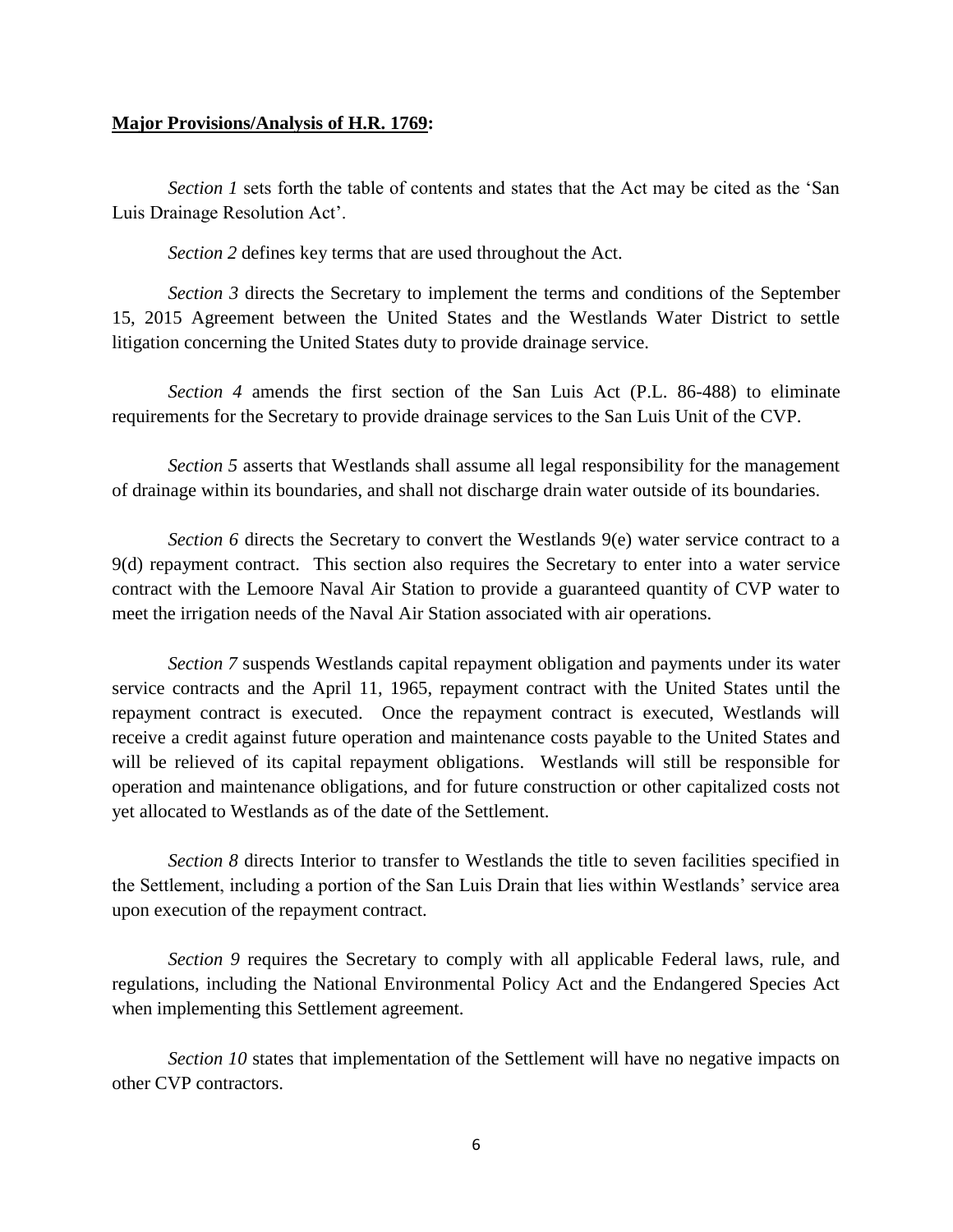**<u>Major Provisions/Analysis of H.R. 1769</u>:**

*Section 1* sets forth the table of contents and states that the Act may be cited as the 'San Luis Drainage Resolution Act'.

*Section 2* defines key terms that are used throughout the Act.

*Section 3* directs the Secretary to implement the terms and conditions of the September 15, 2015 Agreement between the United States and the Westlands Water District to settle litigation concerning the United States duty to provide drainage service.

*Section 4* amends the first section of the San Luis Act (P.L. 86-488) to eliminate requirements for the Secretary to provide drainage services to the San Luis Unit of the CVP.

*Section 5* asserts that Westlands shall assume all legal responsibility for the management of drainage within its boundaries, and shall not discharge drain water outside of its boundaries.

*Section 6* directs the Secretary to convert the Westlands 9(e) water service contract to a 9(d) repayment contract. This section also requires the Secretary to enter into a water service contract with the Lemoore Naval Air Station to provide a guaranteed quantity of CVP water to meet the irrigation needs of the Naval Air Station associated with air operations.

*Section 7* suspends Westlands capital repayment obligation and payments under its water service contracts and the April 11, 1965, repayment contract with the United States until the repayment contract is executed. Once the repayment contract is executed, Westlands will receive a credit against future operation and maintenance costs payable to the United States and will be relieved of its capital repayment obligations. Westlands will still be responsible for operation and maintenance obligations, and for future construction or other capitalized costs not yet allocated to Westlands as of the date of the Settlement.

*Section 8* directs Interior to transfer to Westlands the title to seven facilities specified in the Settlement, including a portion of the San Luis Drain that lies within Westlands' service area upon execution of the repayment contract.

*Section 9* requires the Secretary to comply with all applicable Federal laws, rule, and regulations, including the National Environmental Policy Act and the Endangered Species Act when implementing this Settlement agreement.

*Section 10* states that implementation of the Settlement will have no negative impacts on other CVP contractors.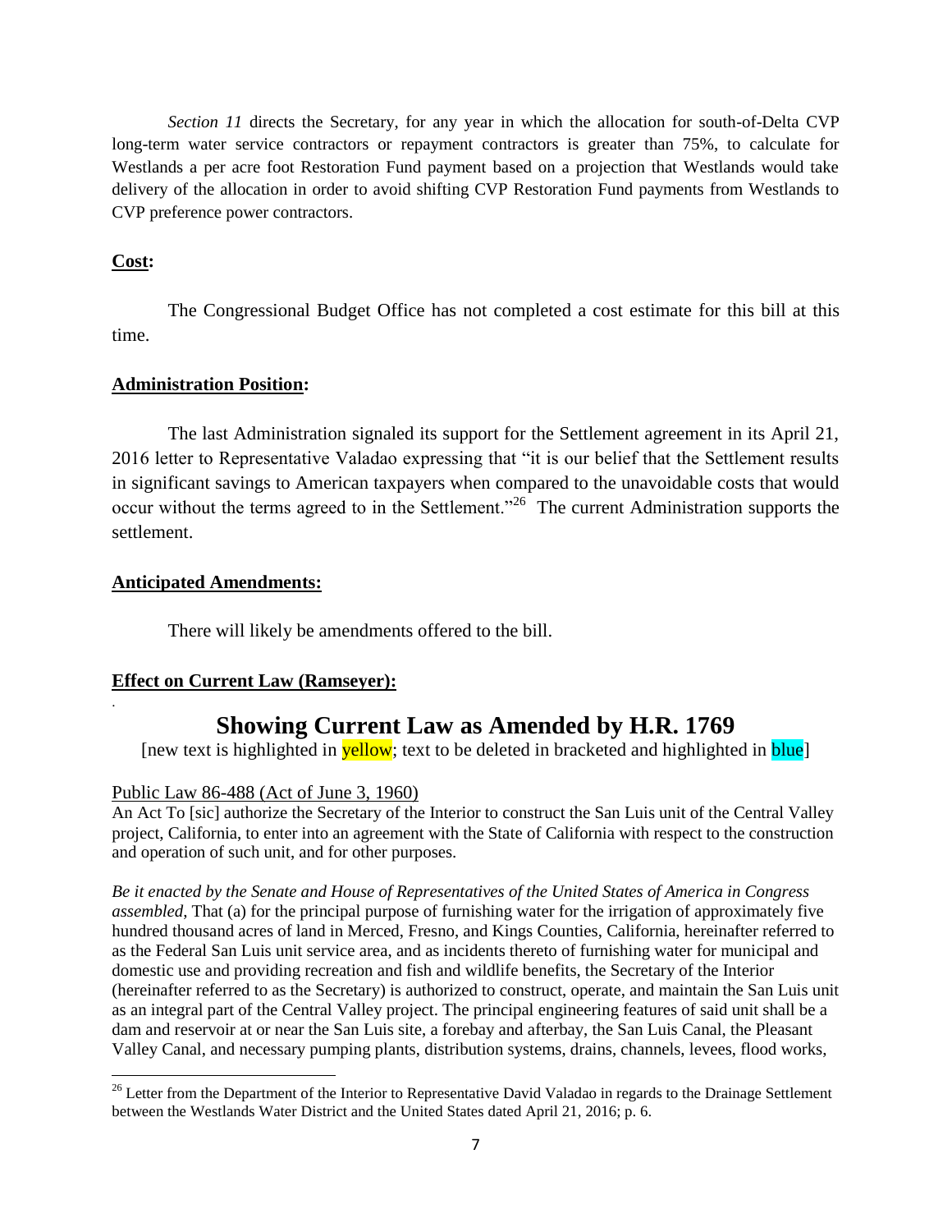*Section 11* directs the Secretary, for any year in which the allocation for south-of-Delta CVP long-term water service contractors or repayment contractors is greater than 75%, to calculate for Westlands a per acre foot Restoration Fund payment based on a projection that Westlands would take delivery of the allocation in order to avoid shifting CVP Restoration Fund payments from Westlands to CVP preference power contractors.

**Cost:**

The Congressional Budget Office has not completed a cost estimate for this bill at this time.

**Administration Position:**

The last Administration signaled its support for the Settlement agreement in its April 21, 2016 letter to Representative Valadao expressing that "it is our belief that the Settlement results in significant savings to American taxpayers when compared to the unavoidable costs that would occur without the terms agreed to in the Settlement."[26] The current Administration supports the settlement.

**Anticipated Amendments:**

There will likely be amendments offered to the bill.

**Effect on Current Law (Ramseyer):**

## Showing Current Law as Amended by H.R. 1769

[new text is highlighted in yellow; text to be deleted in bracketed and highlighted in blue]

Public Law 86-488 (Act of June 3, 1960)

An Act To [sic] authorize the Secretary of the Interior to construct the San Luis unit of the Central Valley project, California, to enter into an agreement with the State of California with respect to the construction and operation of such unit, and for other purposes.

*Be it enacted by the Senate and House of Representatives of the United States of America in Congress assembled,* That (a) for the principal purpose of furnishing water for the irrigation of approximately five hundred thousand acres of land in Merced, Fresno, and Kings Counties, California, hereinafter referred to as the Federal San Luis unit service area, and as incidents thereto of furnishing water for municipal and domestic use and providing recreation and fish and wildlife benefits, the Secretary of the Interior (hereinafter referred to as the Secretary) is authorized to construct, operate, and maintain the San Luis unit as an integral part of the Central Valley project. The principal engineering features of said unit shall be a dam and reservoir at or near the San Luis site, a forebay and afterbay, the San Luis Canal, the Pleasant Valley Canal, and necessary pumping plants, distribution systems, drains, channels, levees, flood works,

[26] Letter from the Department of the Interior to Representative David Valadao in regards to the Drainage Settlement between the Westlands Water District and the United States dated April 21, 2016; p. 6.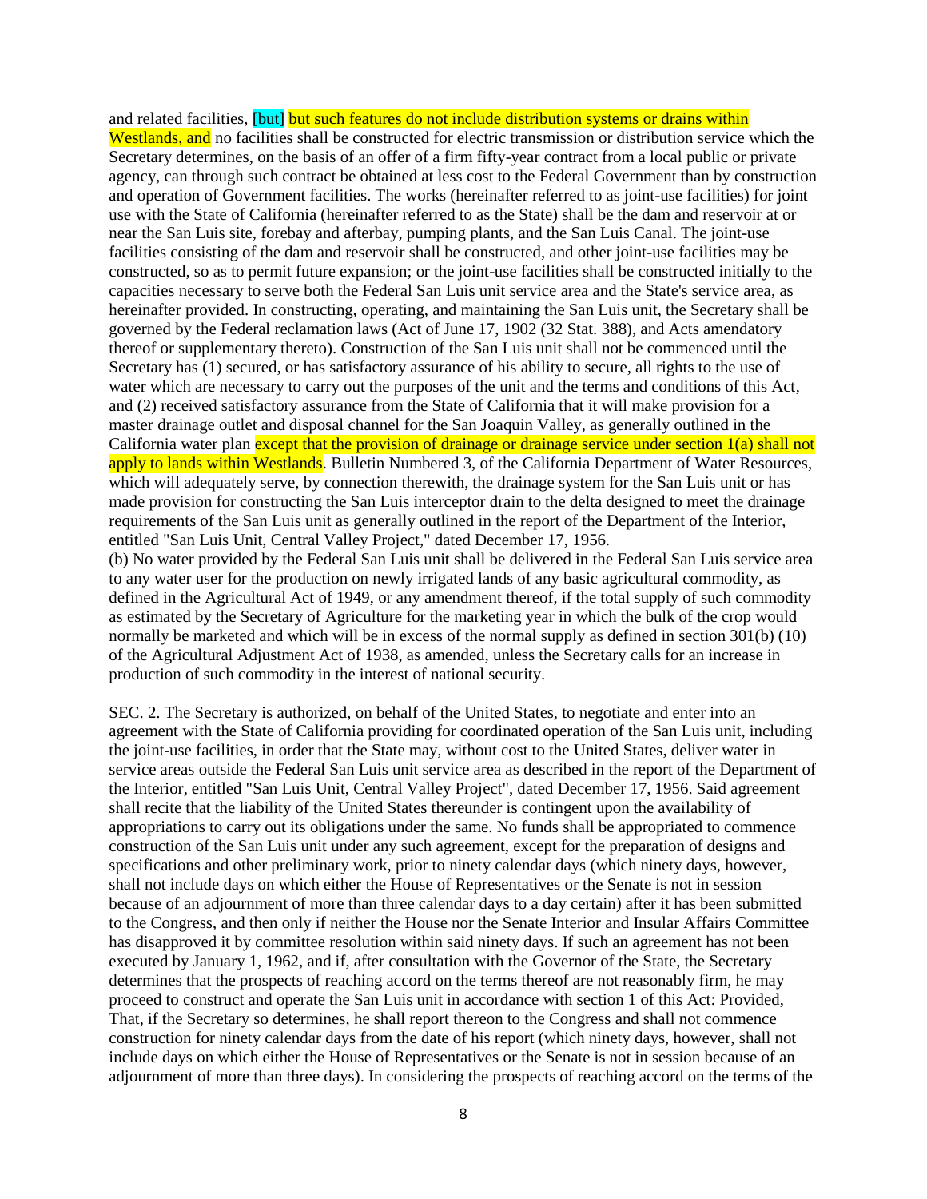and related facilities, [but] but such features do not include distribution systems or drains within Westlands, and no facilities shall be constructed for electric transmission or distribution service which the Secretary determines, on the basis of an offer of a firm fifty-year contract from a local public or private agency, can through such contract be obtained at less cost to the Federal Government than by construction and operation of Government facilities. The works (hereinafter referred to as joint-use facilities) for joint use with the State of California (hereinafter referred to as the State) shall be the dam and reservoir at or near the San Luis site, forebay and afterbay, pumping plants, and the San Luis Canal. The joint-use facilities consisting of the dam and reservoir shall be constructed, and other joint-use facilities may be constructed, so as to permit future expansion; or the joint-use facilities shall be constructed initially to the capacities necessary to serve both the Federal San Luis unit service area and the State's service area, as hereinafter provided. In constructing, operating, and maintaining the San Luis unit, the Secretary shall be governed by the Federal reclamation laws (Act of June 17, 1902 (32 Stat. 388), and Acts amendatory thereof or supplementary thereto). Construction of the San Luis unit shall not be commenced until the Secretary has (1) secured, or has satisfactory assurance of his ability to secure, all rights to the use of water which are necessary to carry out the purposes of the unit and the terms and conditions of this Act, and (2) received satisfactory assurance from the State of California that it will make provision for a master drainage outlet and disposal channel for the San Joaquin Valley, as generally outlined in the California water plan except that the provision of drainage or drainage service under section 1(a) shall not apply to lands within Westlands. Bulletin Numbered 3, of the California Department of Water Resources, which will adequately serve, by connection therewith, the drainage system for the San Luis unit or has made provision for constructing the San Luis interceptor drain to the delta designed to meet the drainage requirements of the San Luis unit as generally outlined in the report of the Department of the Interior, entitled "San Luis Unit, Central Valley Project," dated December 17, 1956.

(b) No water provided by the Federal San Luis unit shall be delivered in the Federal San Luis service area to any water user for the production on newly irrigated lands of any basic agricultural commodity, as defined in the Agricultural Act of 1949, or any amendment thereof, if the total supply of such commodity as estimated by the Secretary of Agriculture for the marketing year in which the bulk of the crop would normally be marketed and which will be in excess of the normal supply as defined in section 301(b) (10) of the Agricultural Adjustment Act of 1938, as amended, unless the Secretary calls for an increase in production of such commodity in the interest of national security.

SEC. 2. The Secretary is authorized, on behalf of the United States, to negotiate and enter into an agreement with the State of California providing for coordinated operation of the San Luis unit, including the joint-use facilities, in order that the State may, without cost to the United States, deliver water in service areas outside the Federal San Luis unit service area as described in the report of the Department of the Interior, entitled "San Luis Unit, Central Valley Project", dated December 17, 1956. Said agreement shall recite that the liability of the United States thereunder is contingent upon the availability of appropriations to carry out its obligations under the same. No funds shall be appropriated to commence construction of the San Luis unit under any such agreement, except for the preparation of designs and specifications and other preliminary work, prior to ninety calendar days (which ninety days, however, shall not include days on which either the House of Representatives or the Senate is not in session because of an adjournment of more than three calendar days to a day certain) after it has been submitted to the Congress, and then only if neither the House nor the Senate Interior and Insular Affairs Committee has disapproved it by committee resolution within said ninety days. If such an agreement has not been executed by January 1, 1962, and if, after consultation with the Governor of the State, the Secretary determines that the prospects of reaching accord on the terms thereof are not reasonably firm, he may proceed to construct and operate the San Luis unit in accordance with section 1 of this Act: Provided, That, if the Secretary so determines, he shall report thereon to the Congress and shall not commence construction for ninety calendar days from the date of his report (which ninety days, however, shall not include days on which either the House of Representatives or the Senate is not in session because of an adjournment of more than three days). In considering the prospects of reaching accord on the terms of the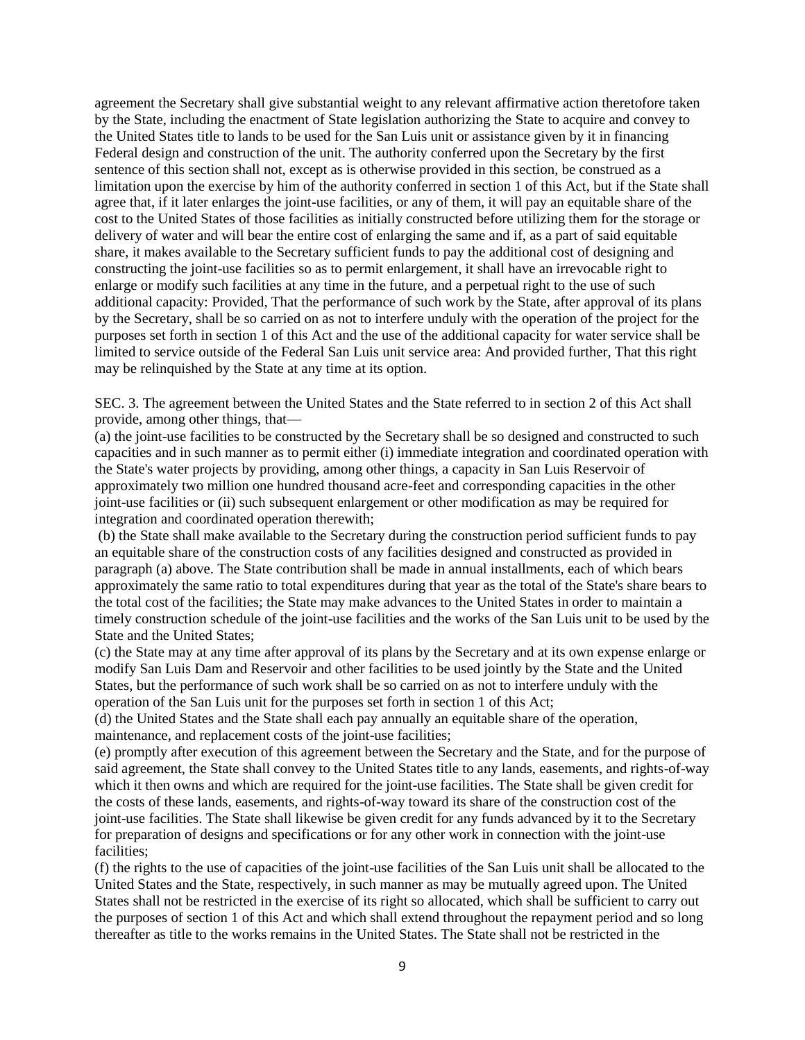agreement the Secretary shall give substantial weight to any relevant affirmative action theretofore taken by the State, including the enactment of State legislation authorizing the State to acquire and convey to the United States title to lands to be used for the San Luis unit or assistance given by it in financing Federal design and construction of the unit. The authority conferred upon the Secretary by the first sentence of this section shall not, except as is otherwise provided in this section, be construed as a limitation upon the exercise by him of the authority conferred in section 1 of this Act, but if the State shall agree that, if it later enlarges the joint-use facilities, or any of them, it will pay an equitable share of the cost to the United States of those facilities as initially constructed before utilizing them for the storage or delivery of water and will bear the entire cost of enlarging the same and if, as a part of said equitable share, it makes available to the Secretary sufficient funds to pay the additional cost of designing and constructing the joint-use facilities so as to permit enlargement, it shall have an irrevocable right to enlarge or modify such facilities at any time in the future, and a perpetual right to the use of such additional capacity: Provided, That the performance of such work by the State, after approval of its plans by the Secretary, shall be so carried on as not to interfere unduly with the operation of the project for the purposes set forth in section 1 of this Act and the use of the additional capacity for water service shall be limited to service outside of the Federal San Luis unit service area: And provided further, That this right may be relinquished by the State at any time at its option.

SEC. 3. The agreement between the United States and the State referred to in section 2 of this Act shall provide, among other things, that—

(a) the joint-use facilities to be constructed by the Secretary shall be so designed and constructed to such capacities and in such manner as to permit either (i) immediate integration and coordinated operation with the State's water projects by providing, among other things, a capacity in San Luis Reservoir of approximately two million one hundred thousand acre-feet and corresponding capacities in the other joint-use facilities or (ii) such subsequent enlargement or other modification as may be required for integration and coordinated operation therewith;

(b) the State shall make available to the Secretary during the construction period sufficient funds to pay an equitable share of the construction costs of any facilities designed and constructed as provided in paragraph (a) above. The State contribution shall be made in annual installments, each of which bears approximately the same ratio to total expenditures during that year as the total of the State's share bears to the total cost of the facilities; the State may make advances to the United States in order to maintain a timely construction schedule of the joint-use facilities and the works of the San Luis unit to be used by the State and the United States;

(c) the State may at any time after approval of its plans by the Secretary and at its own expense enlarge or modify San Luis Dam and Reservoir and other facilities to be used jointly by the State and the United States, but the performance of such work shall be so carried on as not to interfere unduly with the operation of the San Luis unit for the purposes set forth in section 1 of this Act;

(d) the United States and the State shall each pay annually an equitable share of the operation, maintenance, and replacement costs of the joint-use facilities;

(e) promptly after execution of this agreement between the Secretary and the State, and for the purpose of said agreement, the State shall convey to the United States title to any lands, easements, and rights-of-way which it then owns and which are required for the joint-use facilities. The State shall be given credit for the costs of these lands, easements, and rights-of-way toward its share of the construction cost of the joint-use facilities. The State shall likewise be given credit for any funds advanced by it to the Secretary for preparation of designs and specifications or for any other work in connection with the joint-use facilities;

(f) the rights to the use of capacities of the joint-use facilities of the San Luis unit shall be allocated to the United States and the State, respectively, in such manner as may be mutually agreed upon. The United States shall not be restricted in the exercise of its right so allocated, which shall be sufficient to carry out the purposes of section 1 of this Act and which shall extend throughout the repayment period and so long thereafter as title to the works remains in the United States. The State shall not be restricted in the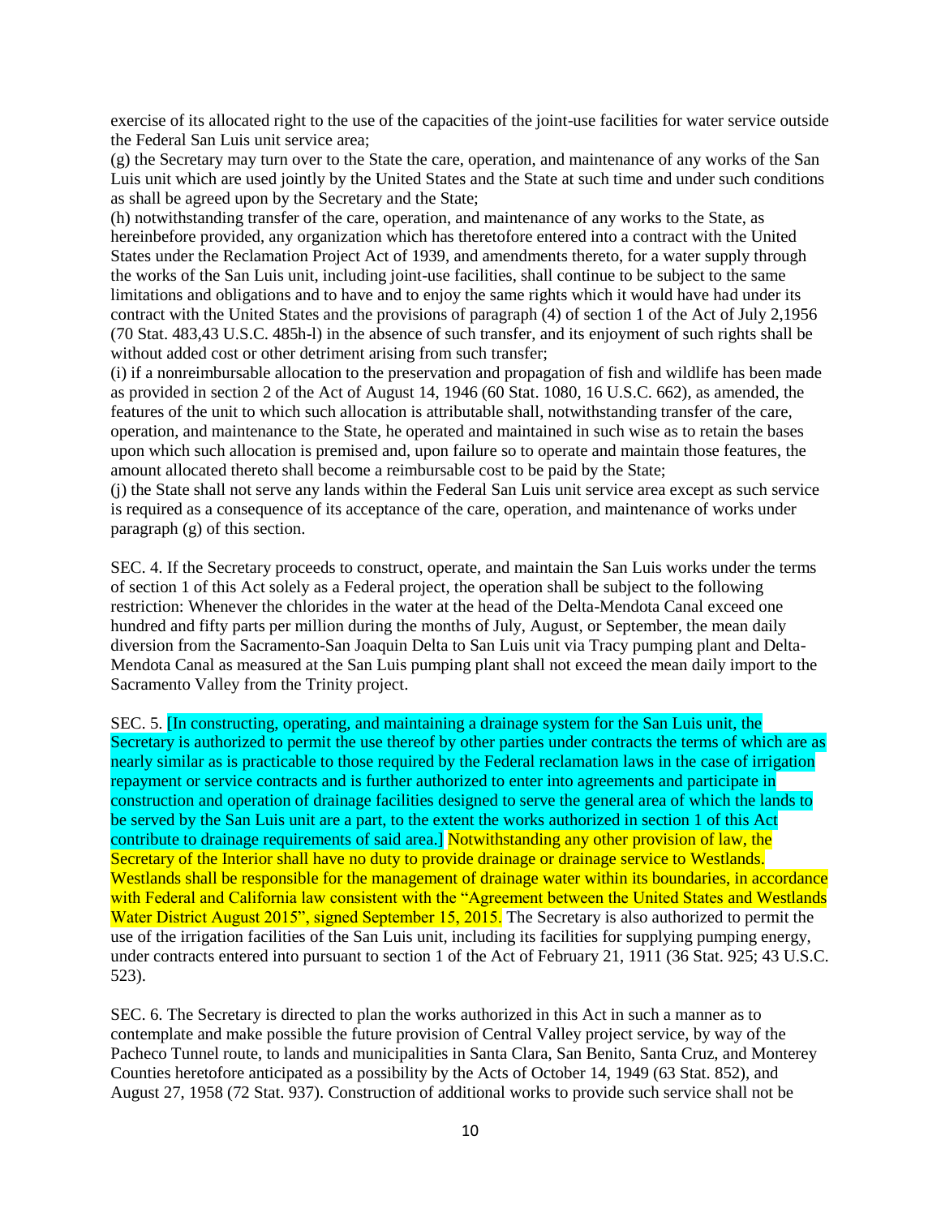exercise of its allocated right to the use of the capacities of the joint-use facilities for water service outside the Federal San Luis unit service area;
(g) the Secretary may turn over to the State the care, operation, and maintenance of any works of the San Luis unit which are used jointly by the United States and the State at such time and under such conditions as shall be agreed upon by the Secretary and the State;
(h) notwithstanding transfer of the care, operation, and maintenance of any works to the State, as hereinbefore provided, any organization which has theretofore entered into a contract with the United States under the Reclamation Project Act of 1939, and amendments thereto, for a water supply through the works of the San Luis unit, including joint-use facilities, shall continue to be subject to the same limitations and obligations and to have and to enjoy the same rights which it would have had under its contract with the United States and the provisions of paragraph (4) of section 1 of the Act of July 2,1956 (70 Stat. 483,43 U.S.C. 485h-l) in the absence of such transfer, and its enjoyment of such rights shall be without added cost or other detriment arising from such transfer;
(i) if a nonreimbursable allocation to the preservation and propagation of fish and wildlife has been made as provided in section 2 of the Act of August 14, 1946 (60 Stat. 1080, 16 U.S.C. 662), as amended, the features of the unit to which such allocation is attributable shall, notwithstanding transfer of the care, operation, and maintenance to the State, he operated and maintained in such wise as to retain the bases upon which such allocation is premised and, upon failure so to operate and maintain those features, the amount allocated thereto shall become a reimbursable cost to be paid by the State;
(j) the State shall not serve any lands within the Federal San Luis unit service area except as such service is required as a consequence of its acceptance of the care, operation, and maintenance of works under paragraph (g) of this section.

SEC. 4. If the Secretary proceeds to construct, operate, and maintain the San Luis works under the terms of section 1 of this Act solely as a Federal project, the operation shall be subject to the following restriction: Whenever the chlorides in the water at the head of the Delta-Mendota Canal exceed one hundred and fifty parts per million during the months of July, August, or September, the mean daily diversion from the Sacramento-San Joaquin Delta to San Luis unit via Tracy pumping plant and Delta-Mendota Canal as measured at the San Luis pumping plant shall not exceed the mean daily import to the Sacramento Valley from the Trinity project.

SEC. 5. [In constructing, operating, and maintaining a drainage system for the San Luis unit, the Secretary is authorized to permit the use thereof by other parties under contracts the terms of which are as nearly similar as is practicable to those required by the Federal reclamation laws in the case of irrigation repayment or service contracts and is further authorized to enter into agreements and participate in construction and operation of drainage facilities designed to serve the general area of which the lands to be served by the San Luis unit are a part, to the extent the works authorized in section 1 of this Act contribute to drainage requirements of said area.] Notwithstanding any other provision of law, the Secretary of the Interior shall have no duty to provide drainage or drainage service to Westlands. Westlands shall be responsible for the management of drainage water within its boundaries, in accordance with Federal and California law consistent with the "Agreement between the United States and Westlands Water District August 2015", signed September 15, 2015. The Secretary is also authorized to permit the use of the irrigation facilities of the San Luis unit, including its facilities for supplying pumping energy, under contracts entered into pursuant to section 1 of the Act of February 21, 1911 (36 Stat. 925; 43 U.S.C. 523).

SEC. 6. The Secretary is directed to plan the works authorized in this Act in such a manner as to contemplate and make possible the future provision of Central Valley project service, by way of the Pacheco Tunnel route, to lands and municipalities in Santa Clara, San Benito, Santa Cruz, and Monterey Counties heretofore anticipated as a possibility by the Acts of October 14, 1949 (63 Stat. 852), and August 27, 1958 (72 Stat. 937). Construction of additional works to provide such service shall not be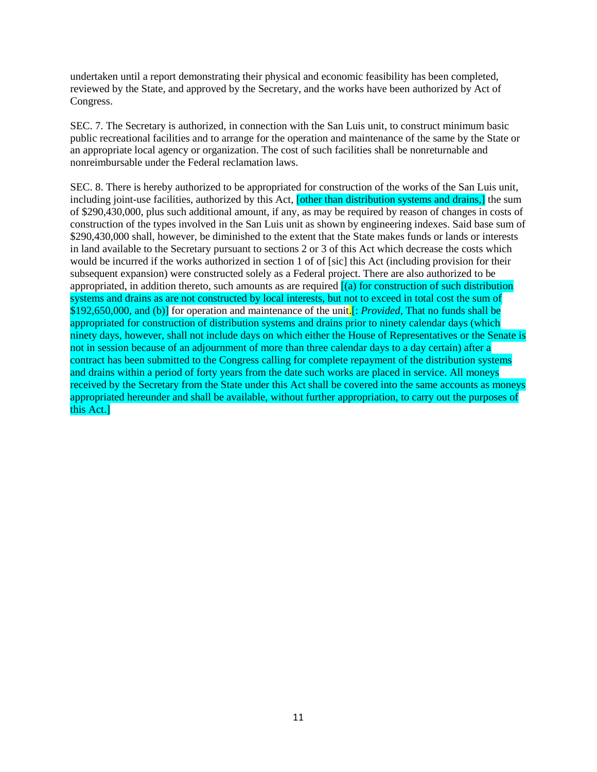undertaken until a report demonstrating their physical and economic feasibility has been completed, reviewed by the State, and approved by the Secretary, and the works have been authorized by Act of Congress.

SEC. 7. The Secretary is authorized, in connection with the San Luis unit, to construct minimum basic public recreational facilities and to arrange for the operation and maintenance of the same by the State or an appropriate local agency or organization. The cost of such facilities shall be nonreturnable and nonreimbursable under the Federal reclamation laws.

SEC. 8. There is hereby authorized to be appropriated for construction of the works of the San Luis unit, including joint-use facilities, authorized by this Act, [other than distribution systems and drains,] the sum of $290,430,000, plus such additional amount, if any, as may be required by reason of changes in costs of construction of the types involved in the San Luis unit as shown by engineering indexes. Said base sum of $290,430,000 shall, however, be diminished to the extent that the State makes funds or lands or interests in land available to the Secretary pursuant to sections 2 or 3 of this Act which decrease the costs which would be incurred if the works authorized in section 1 of of [sic] this Act (including provision for their subsequent expansion) were constructed solely as a Federal project. There are also authorized to be appropriated, in addition thereto, such amounts as are required [(a) for construction of such distribution systems and drains as are not constructed by local interests, but not to exceed in total cost the sum of $192,650,000, and (b)] for operation and maintenance of the unit.[: *Provided*, That no funds shall be appropriated for construction of distribution systems and drains prior to ninety calendar days (which ninety days, however, shall not include days on which either the House of Representatives or the Senate is not in session because of an adjournment of more than three calendar days to a day certain) after a contract has been submitted to the Congress calling for complete repayment of the distribution systems and drains within a period of forty years from the date such works are placed in service. All moneys received by the Secretary from the State under this Act shall be covered into the same accounts as moneys appropriated hereunder and shall be available, without further appropriation, to carry out the purposes of this Act.]